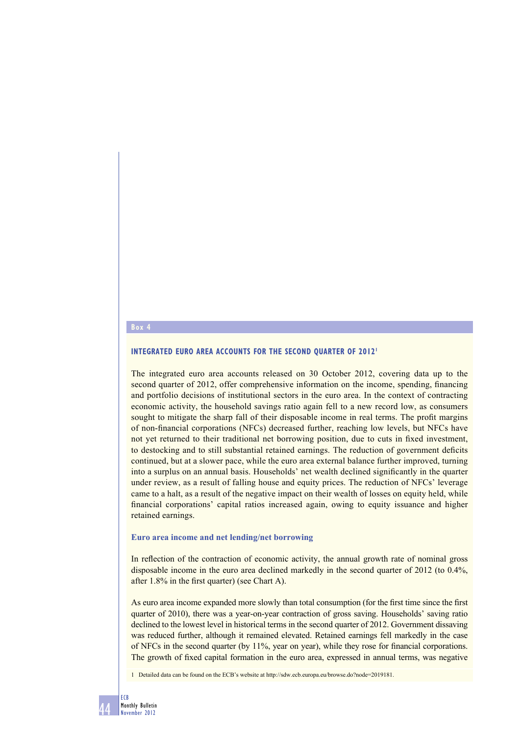**Box 4**

## INTEGRATED EURO AREA ACCOUNTS FOR THE SECOND QUARTER OF 2012[1]

The integrated euro area accounts released on 30 October 2012, covering data up to the second quarter of 2012, offer comprehensive information on the income, spending, financing and portfolio decisions of institutional sectors in the euro area. In the context of contracting economic activity, the household savings ratio again fell to a new record low, as consumers sought to mitigate the sharp fall of their disposable income in real terms. The profit margins of non-financial corporations (NFCs) decreased further, reaching low levels, but NFCs have not yet returned to their traditional net borrowing position, due to cuts in fixed investment, to destocking and to still substantial retained earnings. The reduction of government deficits continued, but at a slower pace, while the euro area external balance further improved, turning into a surplus on an annual basis. Households' net wealth declined significantly in the quarter under review, as a result of falling house and equity prices. The reduction of NFCs' leverage came to a halt, as a result of the negative impact on their wealth of losses on equity held, while financial corporations' capital ratios increased again, owing to equity issuance and higher retained earnings.

### Euro area income and net lending/net borrowing

In reflection of the contraction of economic activity, the annual growth rate of nominal gross disposable income in the euro area declined markedly in the second quarter of 2012 (to 0.4%, after 1.8% in the first quarter) (see Chart A).

As euro area income expanded more slowly than total consumption (for the first time since the first quarter of 2010), there was a year-on-year contraction of gross saving. Households' saving ratio declined to the lowest level in historical terms in the second quarter of 2012. Government dissaving was reduced further, although it remained elevated. Retained earnings fell markedly in the case of NFCs in the second quarter (by 11%, year on year), while they rose for financial corporations. The growth of fixed capital formation in the euro area, expressed in annual terms, was negative

1 Detailed data can be found on the ECB's website at http://sdw.ecb.europa.eu/browse.do?node=2019181.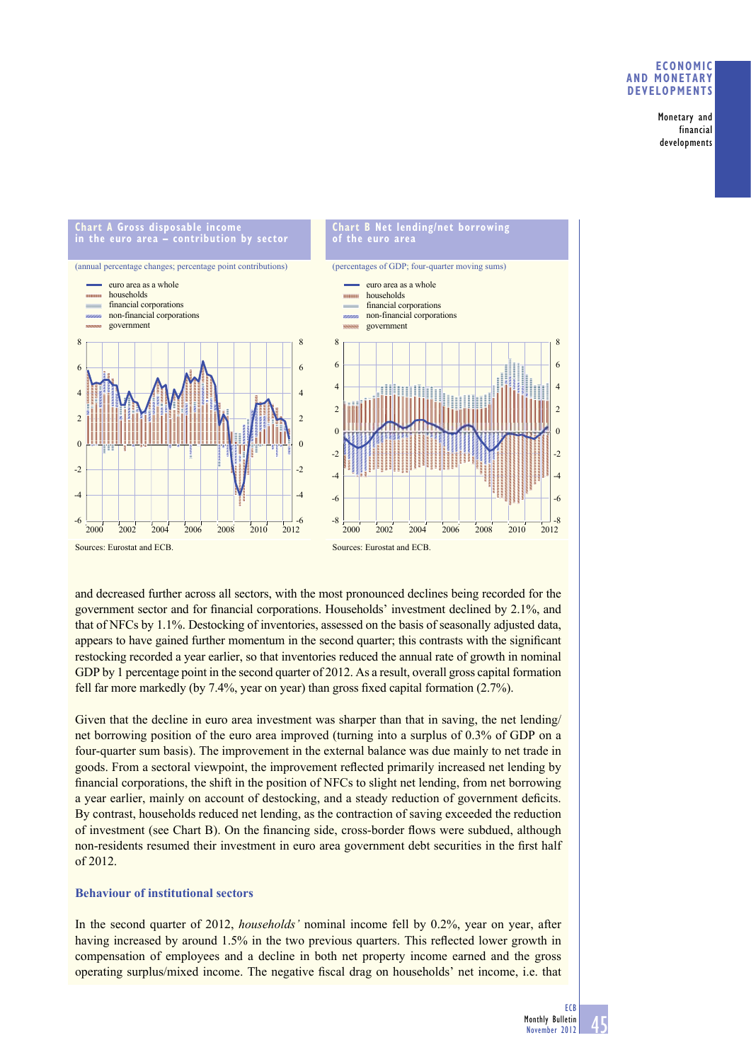**Chart A Gross disposable income in the euro area – contribution by sector**

(annual percentage changes; percentage point contributions)

- euro area as a whole
- households
- financial corporations
- non-financial corporations
- government

Sources: Eurostat and ECB.

**Chart B Net lending/net borrowing of the euro area**

(percentages of GDP; four-quarter moving sums)

- euro area as a whole
- households
- financial corporations
- non-financial corporations
- government

Sources: Eurostat and ECB.

and decreased further across all sectors, with the most pronounced declines being recorded for the government sector and for financial corporations. Households' investment declined by 2.1%, and that of NFCs by 1.1%. Destocking of inventories, assessed on the basis of seasonally adjusted data, appears to have gained further momentum in the second quarter; this contrasts with the significant restocking recorded a year earlier, so that inventories reduced the annual rate of growth in nominal GDP by 1 percentage point in the second quarter of 2012. As a result, overall gross capital formation fell far more markedly (by 7.4%, year on year) than gross fixed capital formation (2.7%).

Given that the decline in euro area investment was sharper than that in saving, the net lending/net borrowing position of the euro area improved (turning into a surplus of 0.3% of GDP on a four-quarter sum basis). The improvement in the external balance was due mainly to net trade in goods. From a sectoral viewpoint, the improvement reflected primarily increased net lending by financial corporations, the shift in the position of NFCs to slight net lending, from net borrowing a year earlier, mainly on account of destocking, and a steady reduction of government deficits. By contrast, households reduced net lending, as the contraction of saving exceeded the reduction of investment (see Chart B). On the financing side, cross-border flows were subdued, although non-residents resumed their investment in euro area government debt securities in the first half of 2012.

### Behaviour of institutional sectors

In the second quarter of 2012, *households'* nominal income fell by 0.2%, year on year, after having increased by around 1.5% in the two previous quarters. This reflected lower growth in compensation of employees and a decline in both net property income earned and the gross operating surplus/mixed income. The negative fiscal drag on households' net income, i.e. that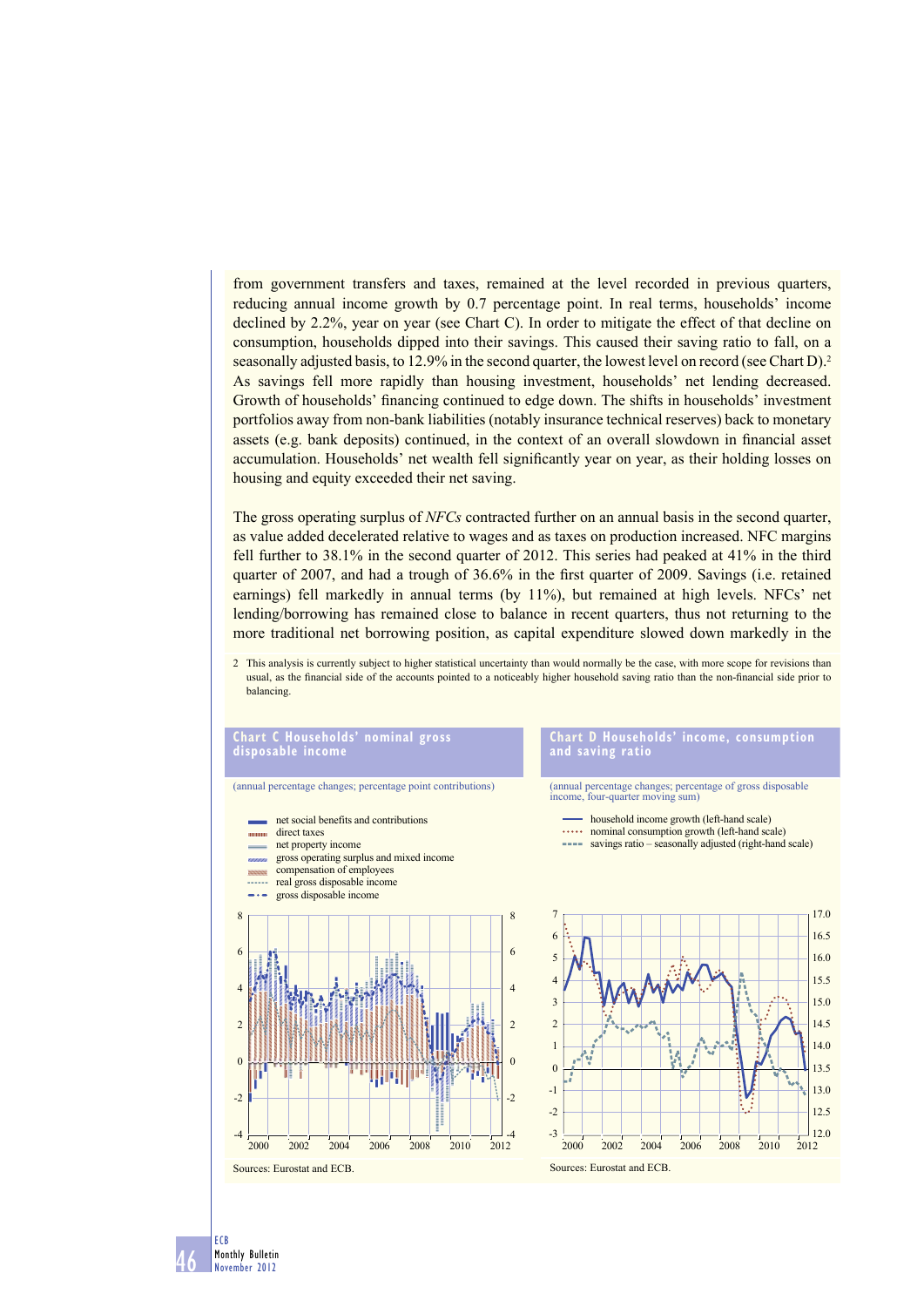from government transfers and taxes, remained at the level recorded in previous quarters, reducing annual income growth by 0.7 percentage point. In real terms, households' income declined by 2.2%, year on year (see Chart C). In order to mitigate the effect of that decline on consumption, households dipped into their savings. This caused their saving ratio to fall, on a seasonally adjusted basis, to 12.9% in the second quarter, the lowest level on record (see Chart D).[2] As savings fell more rapidly than housing investment, households' net lending decreased. Growth of households' financing continued to edge down. The shifts in households' investment portfolios away from non-bank liabilities (notably insurance technical reserves) back to monetary assets (e.g. bank deposits) continued, in the context of an overall slowdown in financial asset accumulation. Households' net wealth fell significantly year on year, as their holding losses on housing and equity exceeded their net saving.

The gross operating surplus of *NFCs* contracted further on an annual basis in the second quarter, as value added decelerated relative to wages and as taxes on production increased. NFC margins fell further to 38.1% in the second quarter of 2012. This series had peaked at 41% in the third quarter of 2007, and had a trough of 36.6% in the first quarter of 2009. Savings (i.e. retained earnings) fell markedly in annual terms (by 11%), but remained at high levels. NFCs' net lending/borrowing has remained close to balance in recent quarters, thus not returning to the more traditional net borrowing position, as capital expenditure slowed down markedly in the

2 This analysis is currently subject to higher statistical uncertainty than would normally be the case, with more scope for revisions than usual, as the financial side of the accounts pointed to a noticeably higher household saving ratio than the non-financial side prior to balancing.

**Chart C Households' nominal gross disposable income**

(annual percentage changes; percentage point contributions)

- net social benefits and contributions
- direct taxes
- net property income
- gross operating surplus and mixed income
- compensation of employees
- real gross disposable income
- gross disposable income

Sources: Eurostat and ECB.

**Chart D Households' income, consumption and saving ratio**

(annual percentage changes; percentage of gross disposable income, four-quarter moving sum)

- household income growth (left-hand scale)
- nominal consumption growth (left-hand scale)
- savings ratio – seasonally adjusted (right-hand scale)

Sources: Eurostat and ECB.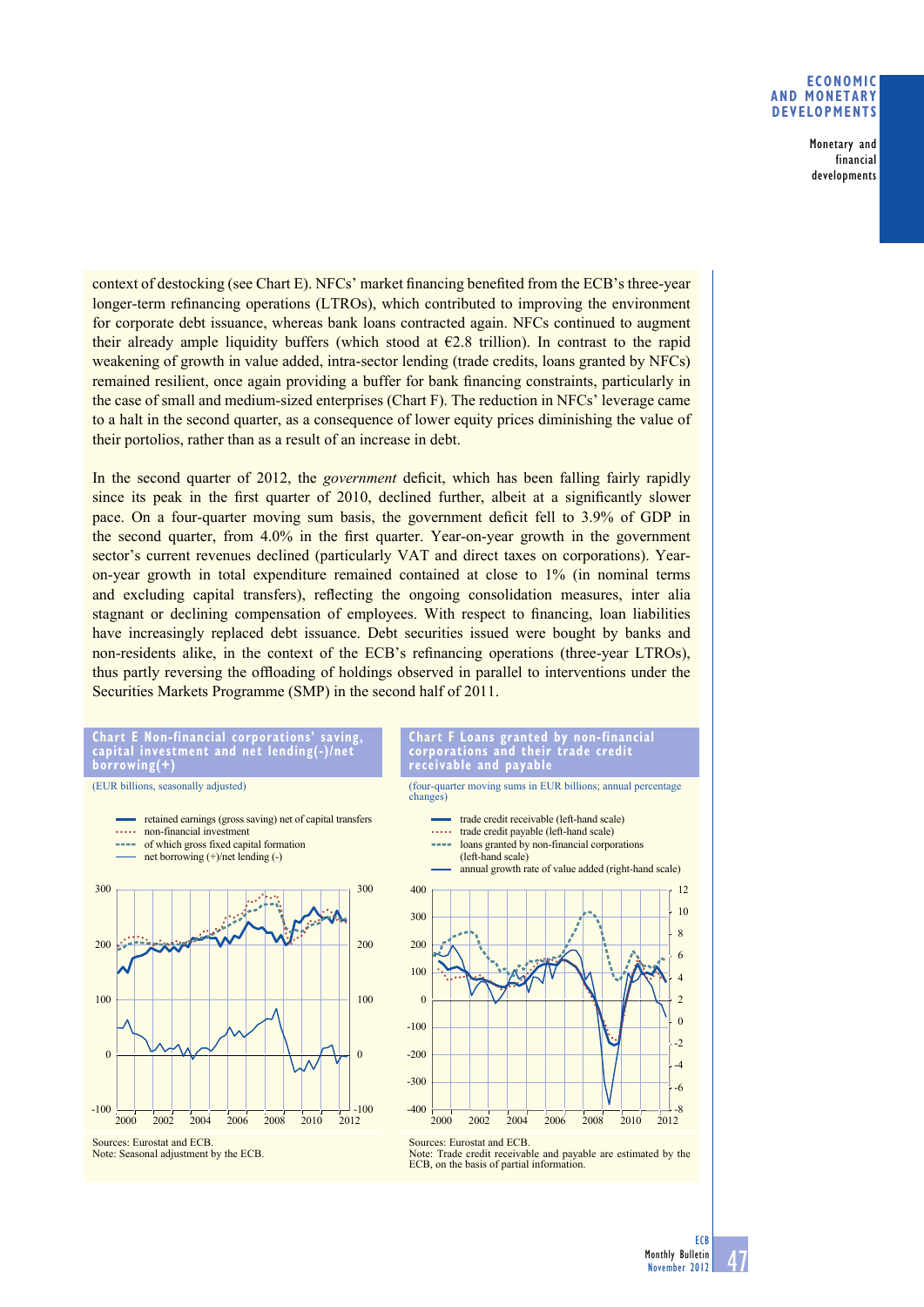context of destocking (see Chart E). NFCs' market financing benefited from the ECB's three-year longer-term refinancing operations (LTROs), which contributed to improving the environment for corporate debt issuance, whereas bank loans contracted again. NFCs continued to augment their already ample liquidity buffers (which stood at €2.8 trillion). In contrast to the rapid weakening of growth in value added, intra-sector lending (trade credits, loans granted by NFCs) remained resilient, once again providing a buffer for bank financing constraints, particularly in the case of small and medium-sized enterprises (Chart F). The reduction in NFCs' leverage came to a halt in the second quarter, as a consequence of lower equity prices diminishing the value of their portolios, rather than as a result of an increase in debt.

In the second quarter of 2012, the *government* deficit, which has been falling fairly rapidly since its peak in the first quarter of 2010, declined further, albeit at a significantly slower pace. On a four-quarter moving sum basis, the government deficit fell to 3.9% of GDP in the second quarter, from 4.0% in the first quarter. Year-on-year growth in the government sector's current revenues declined (particularly VAT and direct taxes on corporations). Year-on-year growth in total expenditure remained contained at close to 1% (in nominal terms and excluding capital transfers), reflecting the ongoing consolidation measures, inter alia stagnant or declining compensation of employees. With respect to financing, loan liabilities have increasingly replaced debt issuance. Debt securities issued were bought by banks and non-residents alike, in the context of the ECB's refinancing operations (three-year LTROs), thus partly reversing the offloading of holdings observed in parallel to interventions under the Securities Markets Programme (SMP) in the second half of 2011.

**Chart E Non-financial corporations' saving, capital investment and net lending(-)/net borrowing(+)**

(EUR billions, seasonally adjusted)

- retained earnings (gross saving) net of capital transfers
- non-financial investment
- of which gross fixed capital formation
- net borrowing (+)/net lending (-)

Sources: Eurostat and ECB.
Note: Seasonal adjustment by the ECB.

**Chart F Loans granted by non-financial corporations and their trade credit receivable and payable**

(four-quarter moving sums in EUR billions; annual percentage changes)

- trade credit receivable (left-hand scale)
- trade credit payable (left-hand scale)
- loans granted by non-financial corporations (left-hand scale)
- annual growth rate of value added (right-hand scale)

Sources: Eurostat and ECB.
Note: Trade credit receivable and payable are estimated by the ECB, on the basis of partial information.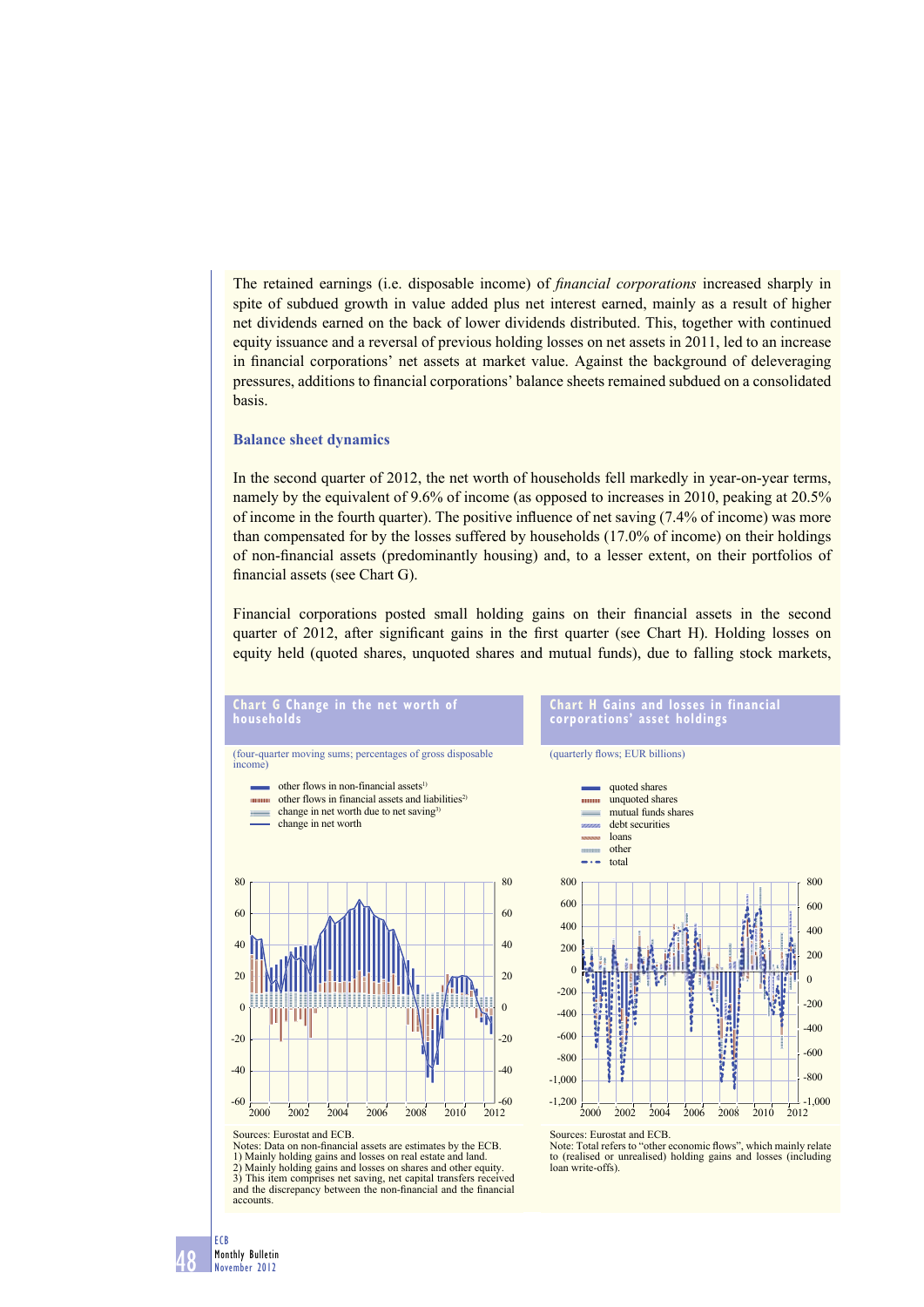The retained earnings (i.e. disposable income) of *financial corporations* increased sharply in spite of subdued growth in value added plus net interest earned, mainly as a result of higher net dividends earned on the back of lower dividends distributed. This, together with continued equity issuance and a reversal of previous holding losses on net assets in 2011, led to an increase in financial corporations' net assets at market value. Against the background of deleveraging pressures, additions to financial corporations' balance sheets remained subdued on a consolidated basis.

## Balance sheet dynamics

In the second quarter of 2012, the net worth of households fell markedly in year-on-year terms, namely by the equivalent of 9.6% of income (as opposed to increases in 2010, peaking at 20.5% of income in the fourth quarter). The positive influence of net saving (7.4% of income) was more than compensated for by the losses suffered by households (17.0% of income) on their holdings of non-financial assets (predominantly housing) and, to a lesser extent, on their portfolios of financial assets (see Chart G).

Financial corporations posted small holding gains on their financial assets in the second quarter of 2012, after significant gains in the first quarter (see Chart H). Holding losses on equity held (quoted shares, unquoted shares and mutual funds), due to falling stock markets,

**Chart G Change in the net worth of households**

(four-quarter moving sums; percentages of gross disposable income)

- other flows in non-financial assets[1]
- other flows in financial assets and liabilities[2]
- change in net worth due to net saving[3]
- change in net worth

Sources: Eurostat and ECB.
Notes: Data on non-financial assets are estimates by the ECB.
1) Mainly holding gains and losses on real estate and land.
2) Mainly holding gains and losses on shares and other equity.
3) This item comprises net saving, net capital transfers received and the discrepancy between the non-financial and the financial accounts.

**Chart H Gains and losses in financial corporations' asset holdings**

(quarterly flows; EUR billions)

- quoted shares
- unquoted shares
- mutual funds shares
- debt securities
- loans
- other
- total

Sources: Eurostat and ECB.
Note: Total refers to "other economic flows", which mainly relate to (realised or unrealised) holding gains and losses (including loan write-offs).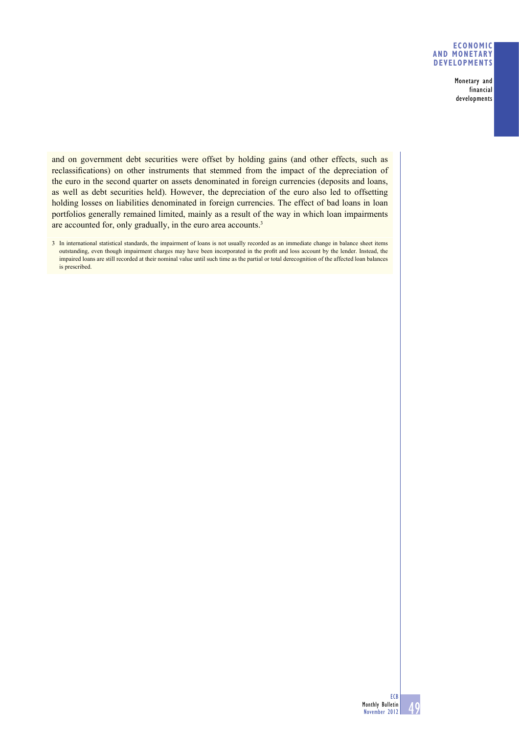and on government debt securities were offset by holding gains (and other effects, such as reclassifications) on other instruments that stemmed from the impact of the depreciation of the euro in the second quarter on assets denominated in foreign currencies (deposits and loans, as well as debt securities held). However, the depreciation of the euro also led to offsetting holding losses on liabilities denominated in foreign currencies. The effect of bad loans in loan portfolios generally remained limited, mainly as a result of the way in which loan impairments are accounted for, only gradually, in the euro area accounts.[3]

3 In international statistical standards, the impairment of loans is not usually recorded as an immediate change in balance sheet items outstanding, even though impairment charges may have been incorporated in the profit and loss account by the lender. Instead, the impaired loans are still recorded at their nominal value until such time as the partial or total derecognition of the affected loan balances is prescribed.